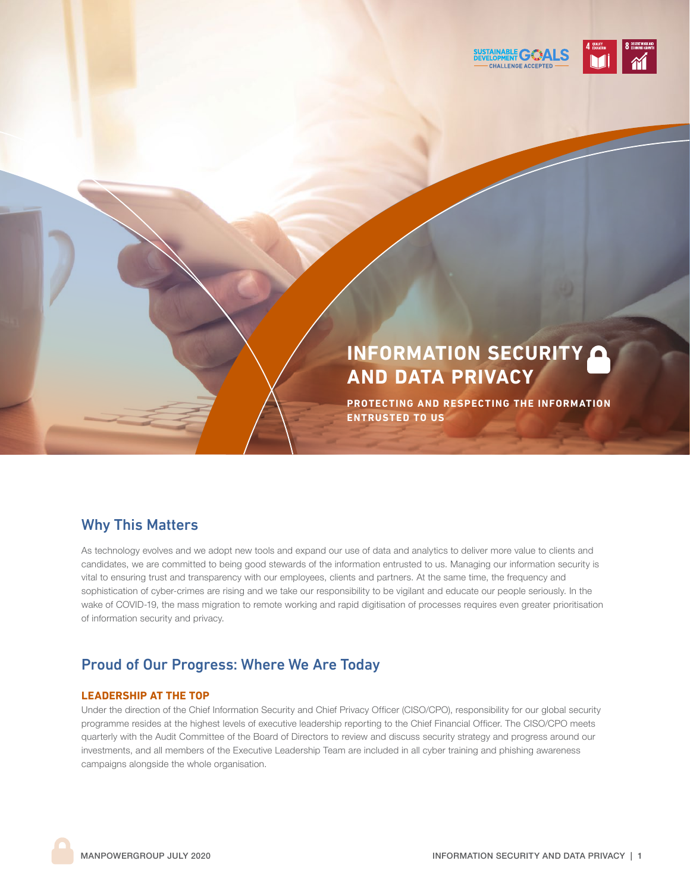# INFORMATION SECURITY AND DATA PRIVACY

**PROTECTING AND RESPECTING THE INFORMATION ENTRUSTED TO US**

## Why This Matters

As technology evolves and we adopt new tools and expand our use of data and analytics to deliver more value to clients and candidates, we are committed to being good stewards of the information entrusted to us. Managing our information security is vital to ensuring trust and transparency with our employees, clients and partners. At the same time, the frequency and sophistication of cyber-crimes are rising and we take our responsibility to be vigilant and educate our people seriously. In the wake of COVID-19, the mass migration to remote working and rapid digitisation of processes requires even greater prioritisation of information security and privacy.

## Proud of Our Progress: Where We Are Today

### LEADERSHIP AT THE TOP

Under the direction of the Chief Information Security and Chief Privacy Officer (CISO/CPO), responsibility for our global security programme resides at the highest levels of executive leadership reporting to the Chief Financial Officer. The CISO/CPO meets quarterly with the Audit Committee of the Board of Directors to review and discuss security strategy and progress around our investments, and all members of the Executive Leadership Team are included in all cyber training and phishing awareness campaigns alongside the whole organisation.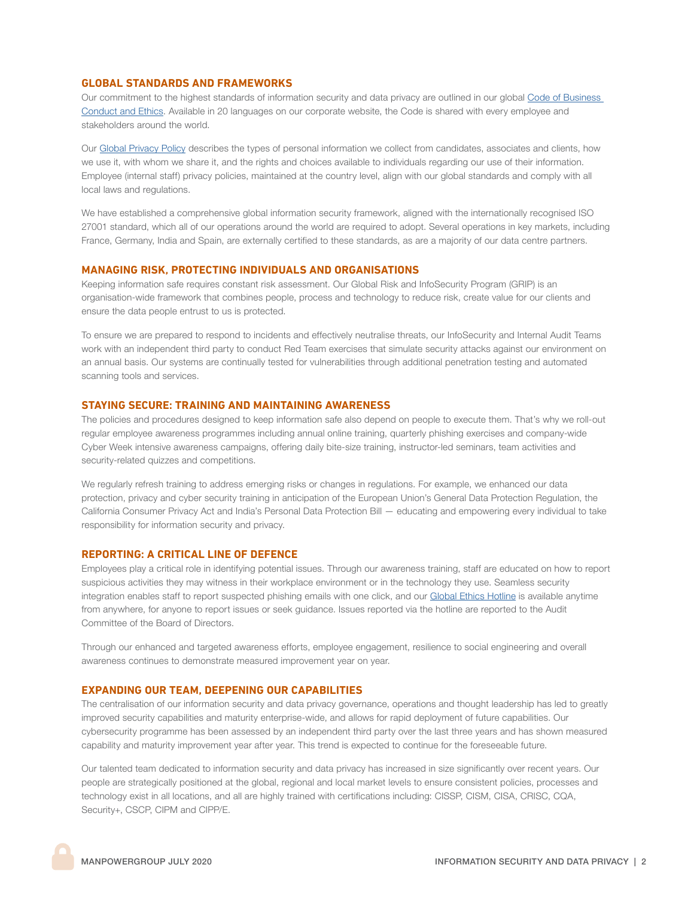## GLOBAL STANDARDS AND FRAMEWORKS

Our commitment to the highest standards of information security and data privacy are outlined in our global Code of Business Conduct and Ethics. Available in 20 languages on our corporate website, the Code is shared with every employee and stakeholders around the world.

Our Global Privacy Policy describes the types of personal information we collect from candidates, associates and clients, how we use it, with whom we share it, and the rights and choices available to individuals regarding our use of their information. Employee (internal staff) privacy policies, maintained at the country level, align with our global standards and comply with all local laws and regulations.

We have established a comprehensive global information security framework, aligned with the internationally recognised ISO 27001 standard, which all of our operations around the world are required to adopt. Several operations in key markets, including France, Germany, India and Spain, are externally certified to these standards, as are a majority of our data centre partners.

## MANAGING RISK, PROTECTING INDIVIDUALS AND ORGANISATIONS

Keeping information safe requires constant risk assessment. Our Global Risk and InfoSecurity Program (GRIP) is an organisation-wide framework that combines people, process and technology to reduce risk, create value for our clients and ensure the data people entrust to us is protected.

To ensure we are prepared to respond to incidents and effectively neutralise threats, our InfoSecurity and Internal Audit Teams work with an independent third party to conduct Red Team exercises that simulate security attacks against our environment on an annual basis. Our systems are continually tested for vulnerabilities through additional penetration testing and automated scanning tools and services.

## STAYING SECURE: TRAINING AND MAINTAINING AWARENESS

The policies and procedures designed to keep information safe also depend on people to execute them. That's why we roll-out regular employee awareness programmes including annual online training, quarterly phishing exercises and company-wide Cyber Week intensive awareness campaigns, offering daily bite-size training, instructor-led seminars, team activities and security-related quizzes and competitions.

We regularly refresh training to address emerging risks or changes in regulations. For example, we enhanced our data protection, privacy and cyber security training in anticipation of the European Union's General Data Protection Regulation, the California Consumer Privacy Act and India's Personal Data Protection Bill — educating and empowering every individual to take responsibility for information security and privacy.

## REPORTING: A CRITICAL LINE OF DEFENCE

Employees play a critical role in identifying potential issues. Through our awareness training, staff are educated on how to report suspicious activities they may witness in their workplace environment or in the technology they use. Seamless security integration enables staff to report suspected phishing emails with one click, and our Global Ethics Hotline is available anytime from anywhere, for anyone to report issues or seek guidance. Issues reported via the hotline are reported to the Audit Committee of the Board of Directors.

Through our enhanced and targeted awareness efforts, employee engagement, resilience to social engineering and overall awareness continues to demonstrate measured improvement year on year.

## EXPANDING OUR TEAM, DEEPENING OUR CAPABILITIES

The centralisation of our information security and data privacy governance, operations and thought leadership has led to greatly improved security capabilities and maturity enterprise-wide, and allows for rapid deployment of future capabilities. Our cybersecurity programme has been assessed by an independent third party over the last three years and has shown measured capability and maturity improvement year after year. This trend is expected to continue for the foreseeable future.

Our talented team dedicated to information security and data privacy has increased in size significantly over recent years. Our people are strategically positioned at the global, regional and local market levels to ensure consistent policies, processes and technology exist in all locations, and all are highly trained with certifications including: CISSP, CISM, CISA, CRISC, CQA, Security+, CSCP, CIPM and CIPP/E.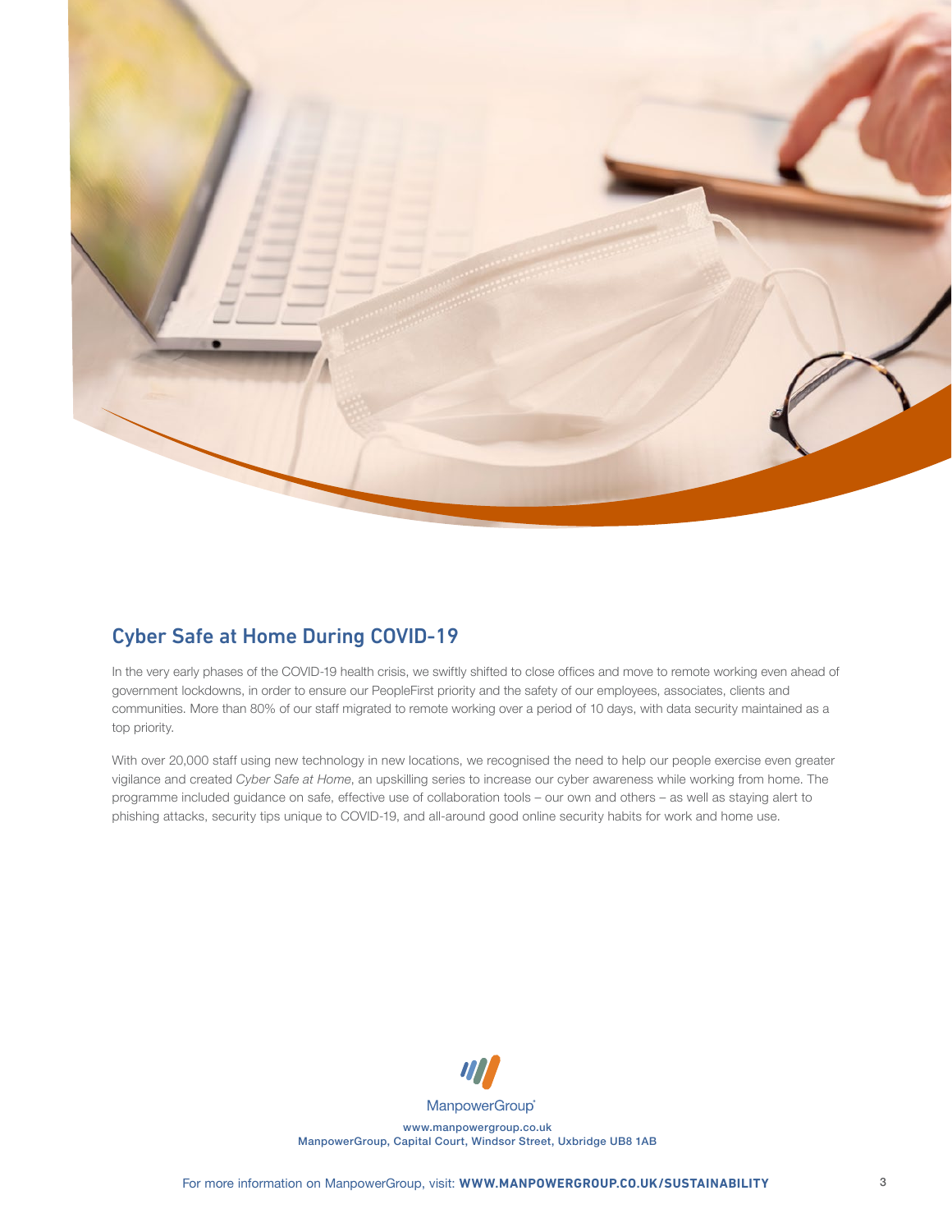## Cyber Safe at Home During COVID-19

In the very early phases of the COVID-19 health crisis, we swiftly shifted to close offices and move to remote working even ahead of government lockdowns, in order to ensure our PeopleFirst priority and the safety of our employees, associates, clients and communities. More than 80% of our staff migrated to remote working over a period of 10 days, with data security maintained as a top priority.

With over 20,000 staff using new technology in new locations, we recognised the need to help our people exercise even greater vigilance and created *Cyber Safe at Home*, an upskilling series to increase our cyber awareness while working from home. The programme included guidance on safe, effective use of collaboration tools – our own and others – as well as staying alert to phishing attacks, security tips unique to COVID-19, and all-around good online security habits for work and home use.

ManpowerGroup®

www.manpowergroup.co.uk
ManpowerGroup, Capital Court, Windsor Street, Uxbridge UB8 1AB

For more information on ManpowerGroup, visit: **WWW.MANPOWERGROUP.CO.UK/SUSTAINABILITY**